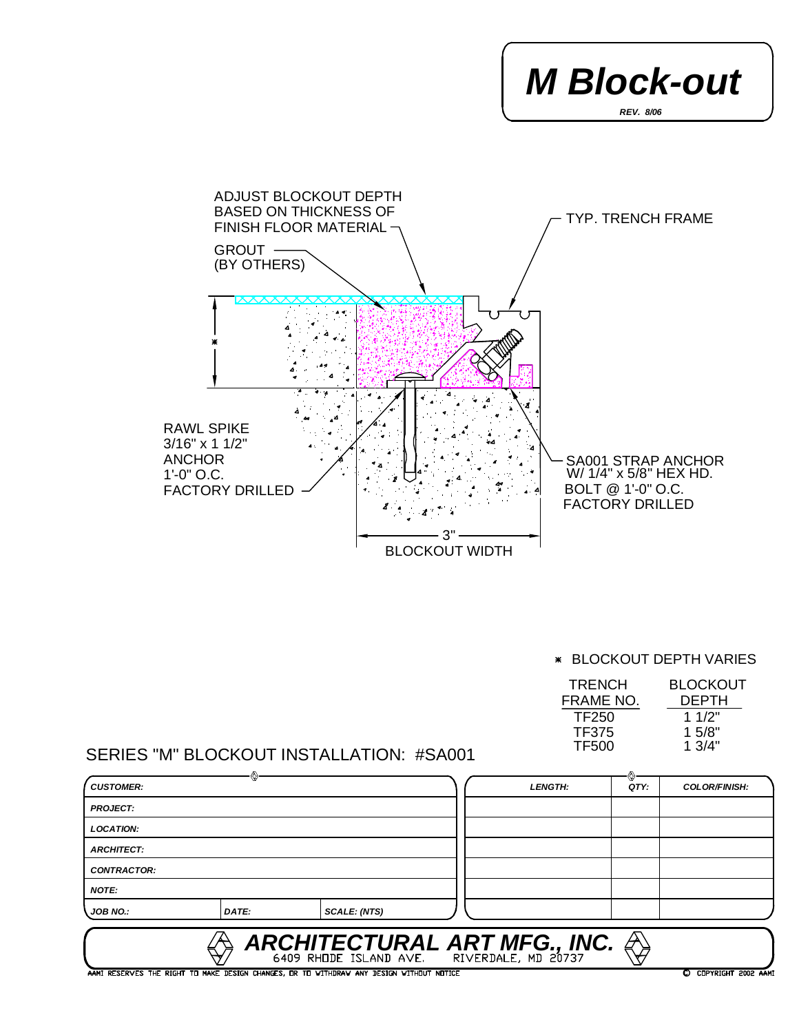# M Block-out

*REV. 8/06*

ADJUST BLOCKOUT DEPTH BASED ON THICKNESS OF FINISH FLOOR MATERIAL

GROUT (BY OTHERS)

TYP. TRENCH FRAME

RAWL SPIKE 3/16" x 1 1/2" ANCHOR 1'-0" O.C. FACTORY DRILLED

SA001 STRAP ANCHOR W/ 1/4" x 5/8" HEX HD. BOLT @ 1'-0" O.C. FACTORY DRILLED

3" BLOCKOUT WIDTH

* BLOCKOUT DEPTH VARIES

| TRENCH FRAME NO. | BLOCKOUT DEPTH |
|---|---|
| TF250 | 1 1/2" |
| TF375 | 1 5/8" |
| TF500 | 1 3/4" |

SERIES "M" BLOCKOUT INSTALLATION: #SA001

| CUSTOMER: | | |
|---|---|---|
| PROJECT: | | |
| LOCATION: | | |
| ARCHITECT: | | |
| CONTRACTOR: | | |
| NOTE: | | |
| JOB NO.: | DATE: | SCALE: (NTS) |

| LENGTH: | QTY: | COLOR/FINISH: |
|---|---|---|
| | | |
| | | |
| | | |
| | | |
| | | |
| | | |

**ARCHITECTURAL ART MFG., INC.**
6409 RHODE ISLAND AVE. RIVERDALE, MD 20737

AAMI RESERVES THE RIGHT TO MAKE DESIGN CHANGES, OR TO WITHDRAW ANY DESIGN WITHOUT NOTICE

© COPYRIGHT 2002 AAMI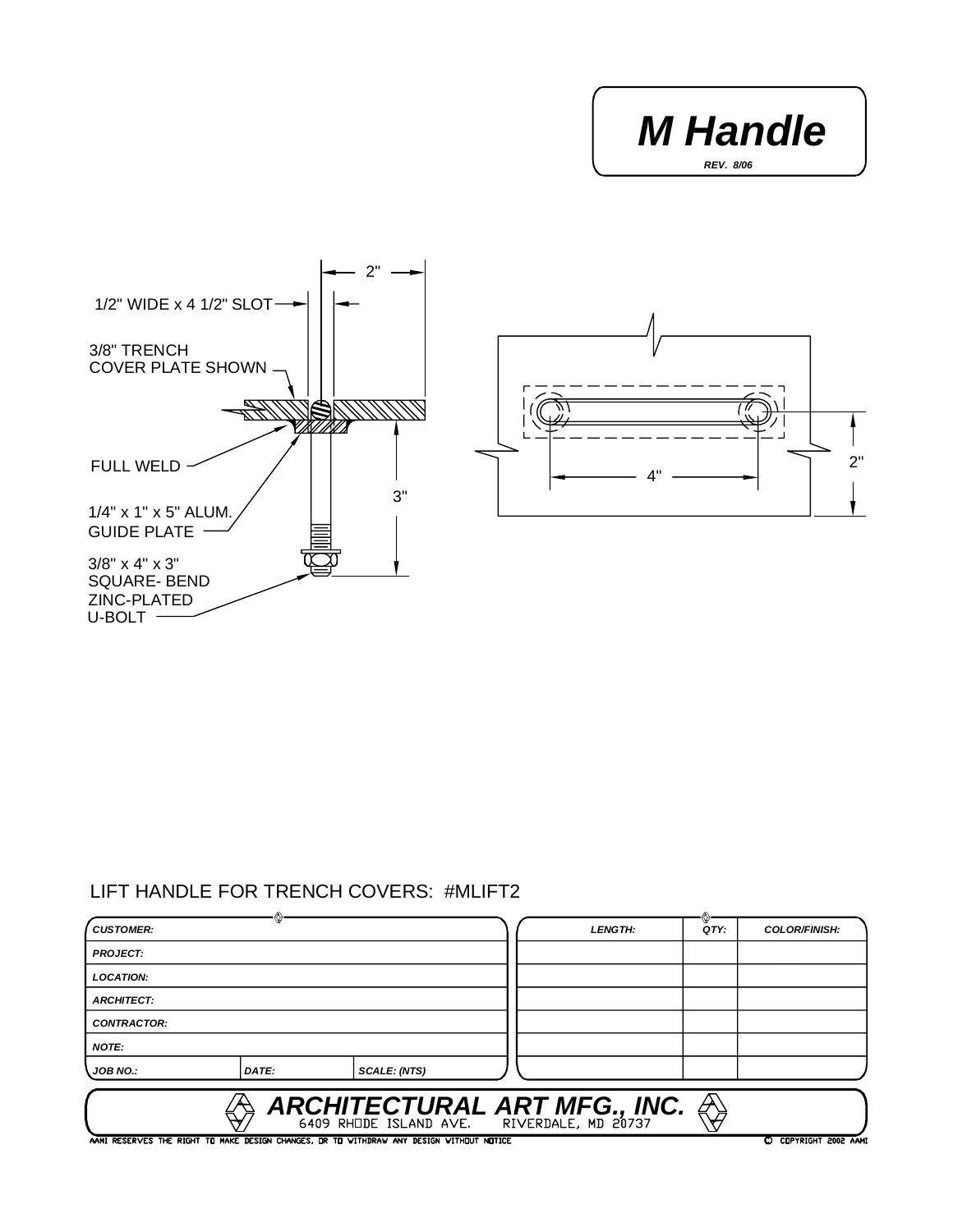# M Handle

*REV. 8/06*

1/2" WIDE x 4 1/2" SLOT

2"

3/8" TRENCH COVER PLATE SHOWN

FULL WELD

1/4" x 1" x 5" ALUM. GUIDE PLATE

3"

3/8" x 4" x 3" SQUARE- BEND ZINC-PLATED U-BOLT

4"

2"

LIFT HANDLE FOR TRENCH COVERS: #MLIFT2

| CUSTOMER: | | |
|---|---|---|
| PROJECT: | | |
| LOCATION: | | |
| ARCHITECT: | | |
| CONTRACTOR: | | |
| NOTE: | | |
| JOB NO.: | DATE: | SCALE: (NTS) |

| LENGTH: | QTY: | COLOR/FINISH: |
|---|---|---|
| | | |
| | | |
| | | |
| | | |
| | | |
| | | |

**ARCHITECTURAL ART MFG., INC.**
6409 RHODE ISLAND AVE. RIVERDALE, MD 20737

AAMI RESERVES THE RIGHT TO MAKE DESIGN CHANGES, OR TO WITHDRAW ANY DESIGN WITHOUT NOTICE

© COPYRIGHT 2002 AAMI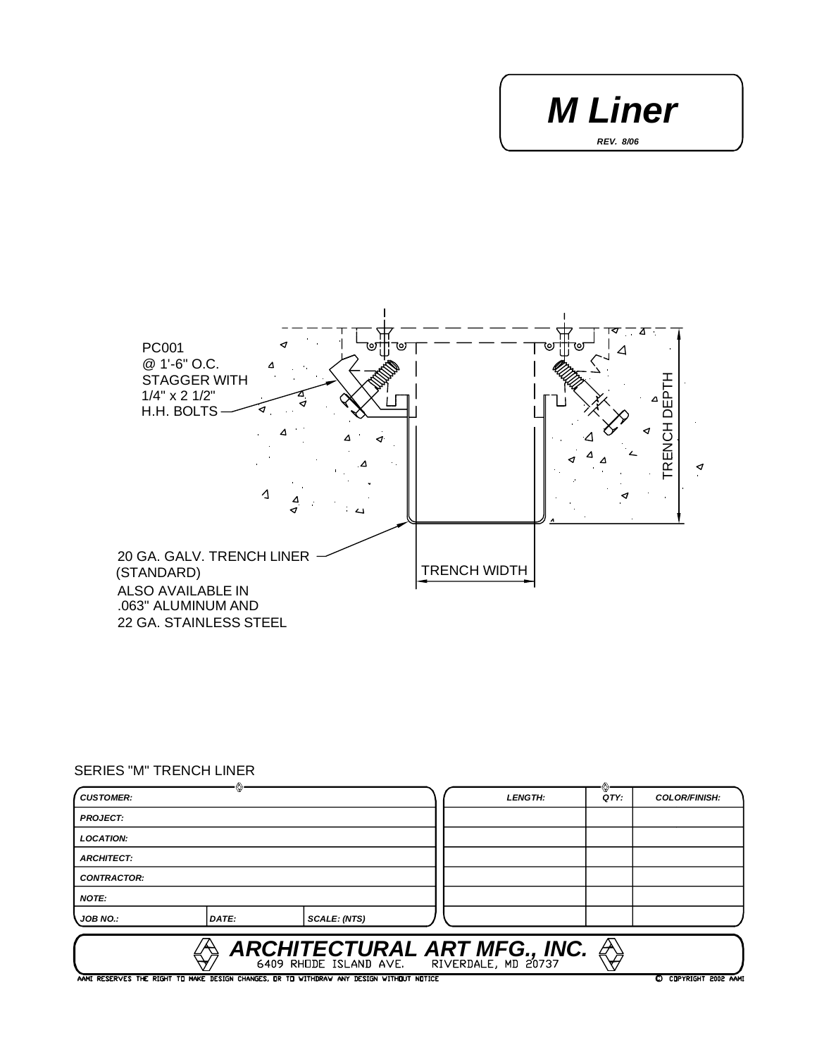# M Liner

*REV. 8/06*

PC001
@ 1'-6" O.C.
STAGGER WITH
1/4" x 2 1/2"
H.H. BOLTS

TRENCH DEPTH

20 GA. GALV. TRENCH LINER
(STANDARD)
ALSO AVAILABLE IN
.063" ALUMINUM AND
22 GA. STAINLESS STEEL

TRENCH WIDTH

SERIES "M" TRENCH LINER

| CUSTOMER: | | |
|---|---|---|
| PROJECT: | | |
| LOCATION: | | |
| ARCHITECT: | | |
| CONTRACTOR: | | |
| NOTE: | | |
| JOB NO.: | DATE: | SCALE: (NTS) |

| LENGTH: | QTY: | COLOR/FINISH: |
|---|---|---|
| | | |
| | | |
| | | |
| | | |
| | | |
| | | |

**ARCHITECTURAL ART MFG., INC.**
6409 RHODE ISLAND AVE. RIVERDALE, MD 20737

AAMI RESERVES THE RIGHT TO MAKE DESIGN CHANGES, OR TO WITHDRAW ANY DESIGN WITHOUT NOTICE

© COPYRIGHT 2002 AAMI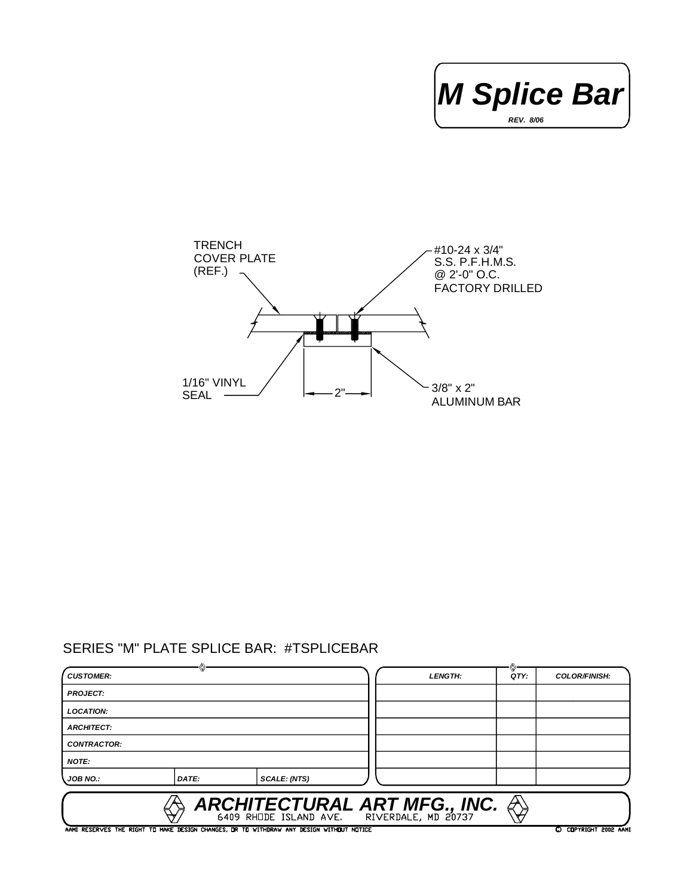# M Splice Bar

***REV. 8/06***

TRENCH
COVER PLATE
(REF.)

#10-24 x 3/4"
S.S. P.F.H.M.S.
@ 2'-0" O.C.
FACTORY DRILLED

1/16" VINYL
SEAL

2"

3/8" x 2"
ALUMINUM BAR

SERIES "M" PLATE SPLICE BAR: #TSPLICEBAR

| | | |
|---|---|---|
| ***CUSTOMER:*** | | |
| ***PROJECT:*** | | |
| ***LOCATION:*** | | |
| ***ARCHITECT:*** | | |
| ***CONTRACTOR:*** | | |
| ***NOTE:*** | | |
| ***JOB NO.:*** | ***DATE:*** | ***SCALE: (NTS)*** |

| ***LENGTH:*** | ***QTY:*** | ***COLOR/FINISH:*** |
|---|---|---|
| | | |
| | | |
| | | |
| | | |
| | | |
| | | |

## *ARCHITECTURAL ART MFG., INC.*

6409 RHODE ISLAND AVE. RIVERDALE, MD 20737

AAMI RESERVES THE RIGHT TO MAKE DESIGN CHANGES, OR TO WITHDRAW ANY DESIGN WITHOUT NOTICE

© COPYRIGHT 2002 AAMI